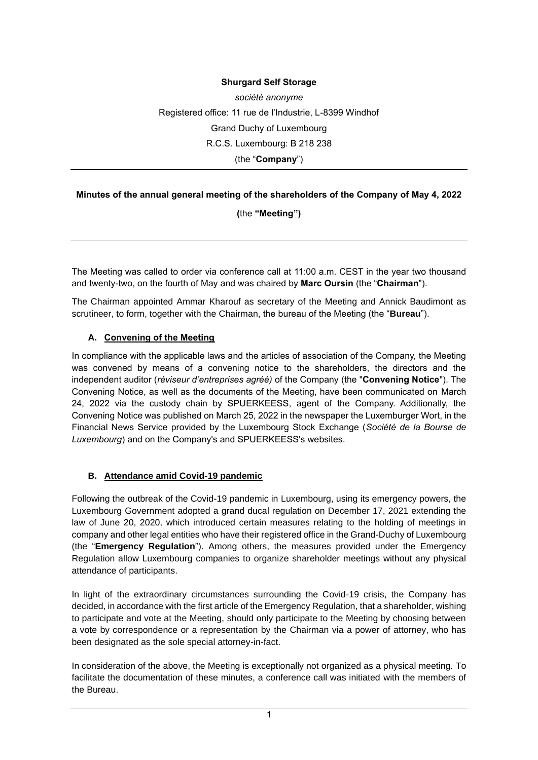**Shurgard Self Storage**

*société anonyme*

Registered office: 11 rue de l'Industrie, L-8399 Windhof

Grand Duchy of Luxembourg

R.C.S. Luxembourg: B 218 238

(the "**Company**")

---

**Minutes of the annual general meeting of the shareholders of the Company of May 4, 2022**

**(**the **"Meeting")**

---

The Meeting was called to order via conference call at 11:00 a.m. CEST in the year two thousand and twenty-two, on the fourth of May and was chaired by **Marc Oursin** (the "**Chairman**").

The Chairman appointed Ammar Kharouf as secretary of the Meeting and Annick Baudimont as scrutineer, to form, together with the Chairman, the bureau of the Meeting (the "**Bureau**").

## A. Convening of the Meeting

In compliance with the applicable laws and the articles of association of the Company, the Meeting was convened by means of a convening notice to the shareholders, the directors and the independent auditor (*réviseur d'entreprises agréé)* of the Company (the "**Convening Notice**"). The Convening Notice, as well as the documents of the Meeting, have been communicated on March 24, 2022 via the custody chain by SPUERKEESS, agent of the Company. Additionally, the Convening Notice was published on March 25, 2022 in the newspaper the Luxemburger Wort, in the Financial News Service provided by the Luxembourg Stock Exchange (*Société de la Bourse de Luxembourg*) and on the Company's and SPUERKEESS's websites.

## B. Attendance amid Covid-19 pandemic

Following the outbreak of the Covid-19 pandemic in Luxembourg, using its emergency powers, the Luxembourg Government adopted a grand ducal regulation on December 17, 2021 extending the law of June 20, 2020, which introduced certain measures relating to the holding of meetings in company and other legal entities who have their registered office in the Grand-Duchy of Luxembourg (the "**Emergency Regulation**"). Among others, the measures provided under the Emergency Regulation allow Luxembourg companies to organize shareholder meetings without any physical attendance of participants.

In light of the extraordinary circumstances surrounding the Covid-19 crisis, the Company has decided, in accordance with the first article of the Emergency Regulation, that a shareholder, wishing to participate and vote at the Meeting, should only participate to the Meeting by choosing between a vote by correspondence or a representation by the Chairman via a power of attorney, who has been designated as the sole special attorney-in-fact.

In consideration of the above, the Meeting is exceptionally not organized as a physical meeting. To facilitate the documentation of these minutes, a conference call was initiated with the members of the Bureau.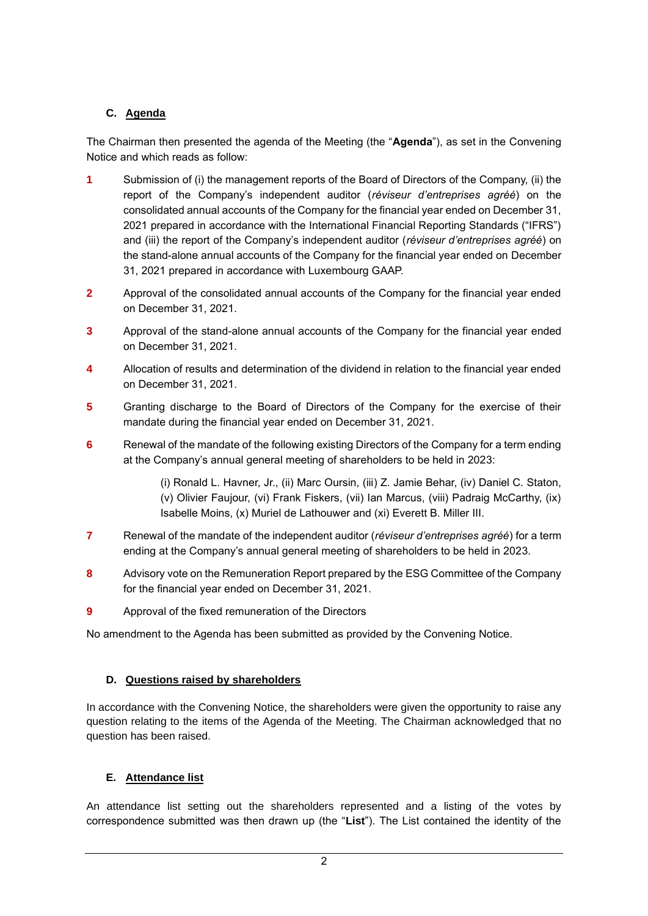### C. Agenda

The Chairman then presented the agenda of the Meeting (the "**Agenda**"), as set in the Convening Notice and which reads as follow:

**1** Submission of (i) the management reports of the Board of Directors of the Company, (ii) the report of the Company's independent auditor (*réviseur d'entreprises agréé*) on the consolidated annual accounts of the Company for the financial year ended on December 31, 2021 prepared in accordance with the International Financial Reporting Standards ("IFRS") and (iii) the report of the Company's independent auditor (*réviseur d'entreprises agréé*) on the stand-alone annual accounts of the Company for the financial year ended on December 31, 2021 prepared in accordance with Luxembourg GAAP.

**2** Approval of the consolidated annual accounts of the Company for the financial year ended on December 31, 2021.

**3** Approval of the stand-alone annual accounts of the Company for the financial year ended on December 31, 2021.

**4** Allocation of results and determination of the dividend in relation to the financial year ended on December 31, 2021.

**5** Granting discharge to the Board of Directors of the Company for the exercise of their mandate during the financial year ended on December 31, 2021.

**6** Renewal of the mandate of the following existing Directors of the Company for a term ending at the Company's annual general meeting of shareholders to be held in 2023:

> (i) Ronald L. Havner, Jr., (ii) Marc Oursin, (iii) Z. Jamie Behar, (iv) Daniel C. Staton, (v) Olivier Faujour, (vi) Frank Fiskers, (vii) Ian Marcus, (viii) Padraig McCarthy, (ix) Isabelle Moins, (x) Muriel de Lathouwer and (xi) Everett B. Miller III.

**7** Renewal of the mandate of the independent auditor (*réviseur d'entreprises agréé*) for a term ending at the Company's annual general meeting of shareholders to be held in 2023.

**8** Advisory vote on the Remuneration Report prepared by the ESG Committee of the Company for the financial year ended on December 31, 2021.

**9** Approval of the fixed remuneration of the Directors

No amendment to the Agenda has been submitted as provided by the Convening Notice.

### D. Questions raised by shareholders

In accordance with the Convening Notice, the shareholders were given the opportunity to raise any question relating to the items of the Agenda of the Meeting. The Chairman acknowledged that no question has been raised.

### E. Attendance list

An attendance list setting out the shareholders represented and a listing of the votes by correspondence submitted was then drawn up (the "**List**"). The List contained the identity of the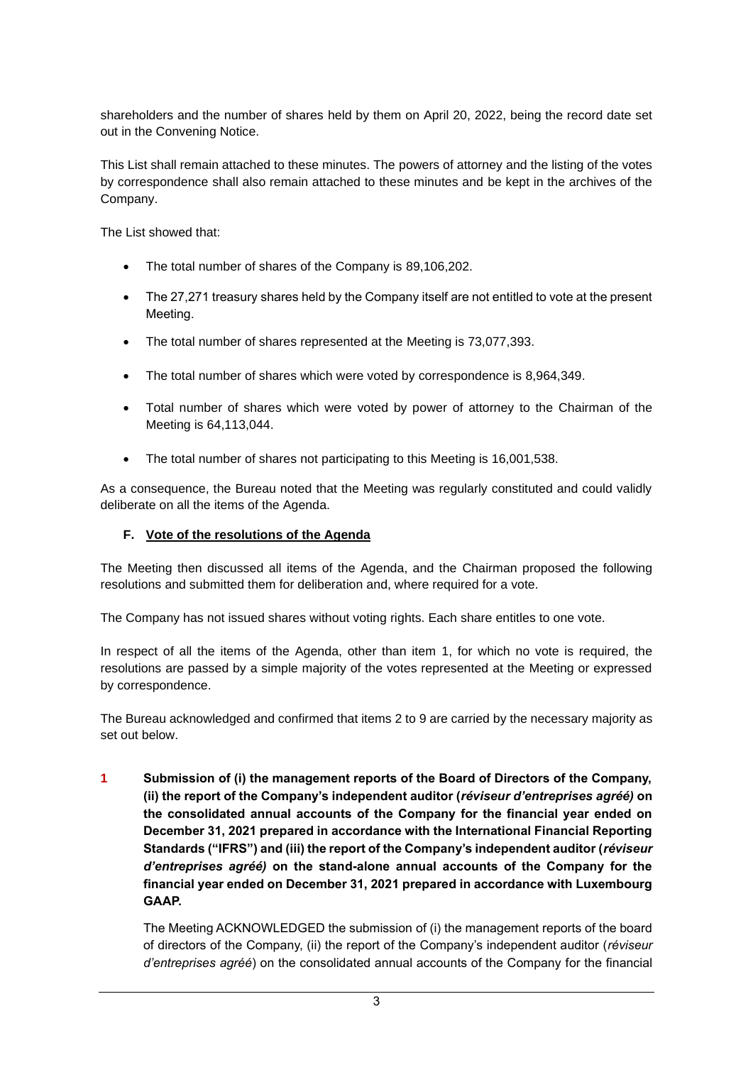shareholders and the number of shares held by them on April 20, 2022, being the record date set out in the Convening Notice.

This List shall remain attached to these minutes. The powers of attorney and the listing of the votes by correspondence shall also remain attached to these minutes and be kept in the archives of the Company.

The List showed that:

- The total number of shares of the Company is 89,106,202.
- The 27,271 treasury shares held by the Company itself are not entitled to vote at the present Meeting.
- The total number of shares represented at the Meeting is 73,077,393.
- The total number of shares which were voted by correspondence is 8,964,349.
- Total number of shares which were voted by power of attorney to the Chairman of the Meeting is 64,113,044.
- The total number of shares not participating to this Meeting is 16,001,538.

As a consequence, the Bureau noted that the Meeting was regularly constituted and could validly deliberate on all the items of the Agenda.

### F. Vote of the resolutions of the Agenda

The Meeting then discussed all items of the Agenda, and the Chairman proposed the following resolutions and submitted them for deliberation and, where required for a vote.

The Company has not issued shares without voting rights. Each share entitles to one vote.

In respect of all the items of the Agenda, other than item 1, for which no vote is required, the resolutions are passed by a simple majority of the votes represented at the Meeting or expressed by correspondence.

The Bureau acknowledged and confirmed that items 2 to 9 are carried by the necessary majority as set out below.

**1 Submission of (i) the management reports of the Board of Directors of the Company, (ii) the report of the Company's independent auditor (*réviseur d'entreprises agréé)* on the consolidated annual accounts of the Company for the financial year ended on December 31, 2021 prepared in accordance with the International Financial Reporting Standards ("IFRS") and (iii) the report of the Company's independent auditor (*réviseur d'entreprises agréé)* on the stand-alone annual accounts of the Company for the financial year ended on December 31, 2021 prepared in accordance with Luxembourg GAAP.**

The Meeting ACKNOWLEDGED the submission of (i) the management reports of the board of directors of the Company, (ii) the report of the Company's independent auditor (*réviseur d'entreprises agréé*) on the consolidated annual accounts of the Company for the financial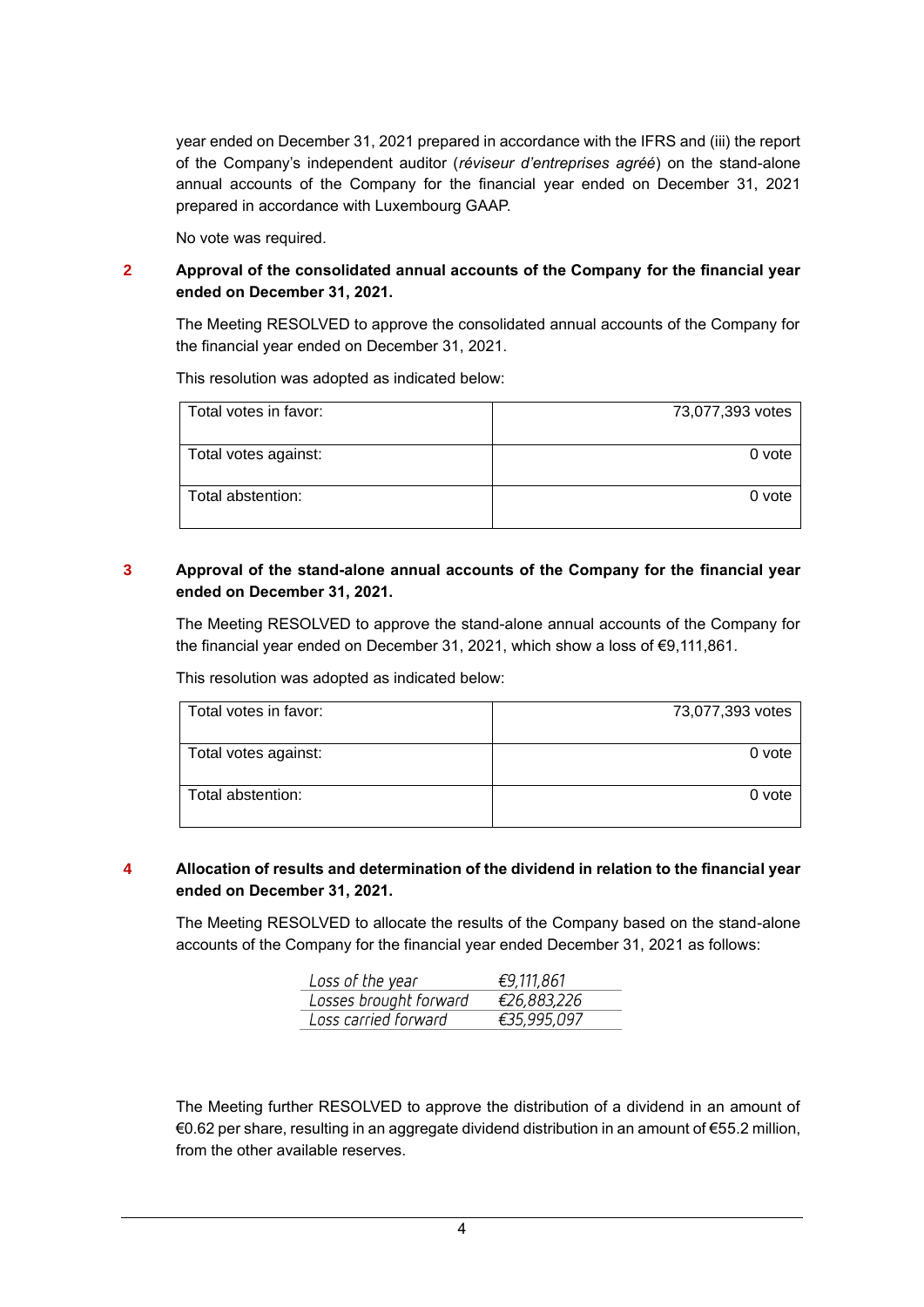year ended on December 31, 2021 prepared in accordance with the IFRS and (iii) the report of the Company's independent auditor (*réviseur d'entreprises agréé*) on the stand-alone annual accounts of the Company for the financial year ended on December 31, 2021 prepared in accordance with Luxembourg GAAP.

No vote was required.

**2 Approval of the consolidated annual accounts of the Company for the financial year ended on December 31, 2021.**

The Meeting RESOLVED to approve the consolidated annual accounts of the Company for the financial year ended on December 31, 2021.

This resolution was adopted as indicated below:

| | |
|---|---:|
| Total votes in favor: | 73,077,393 votes |
| Total votes against: | 0 vote |
| Total abstention: | 0 vote |

**3 Approval of the stand-alone annual accounts of the Company for the financial year ended on December 31, 2021.**

The Meeting RESOLVED to approve the stand-alone annual accounts of the Company for the financial year ended on December 31, 2021, which show a loss of €9,111,861.

This resolution was adopted as indicated below:

| | |
|---|---:|
| Total votes in favor: | 73,077,393 votes |
| Total votes against: | 0 vote |
| Total abstention: | 0 vote |

**4 Allocation of results and determination of the dividend in relation to the financial year ended on December 31, 2021.**

The Meeting RESOLVED to allocate the results of the Company based on the stand-alone accounts of the Company for the financial year ended December 31, 2021 as follows:

| | |
|---|---|
| *Loss of the year* | *€9,111,861* |
| *Losses brought forward* | *€26,883,226* |
| *Loss carried forward* | *€35,995,097* |

The Meeting further RESOLVED to approve the distribution of a dividend in an amount of €0.62 per share, resulting in an aggregate dividend distribution in an amount of €55.2 million, from the other available reserves.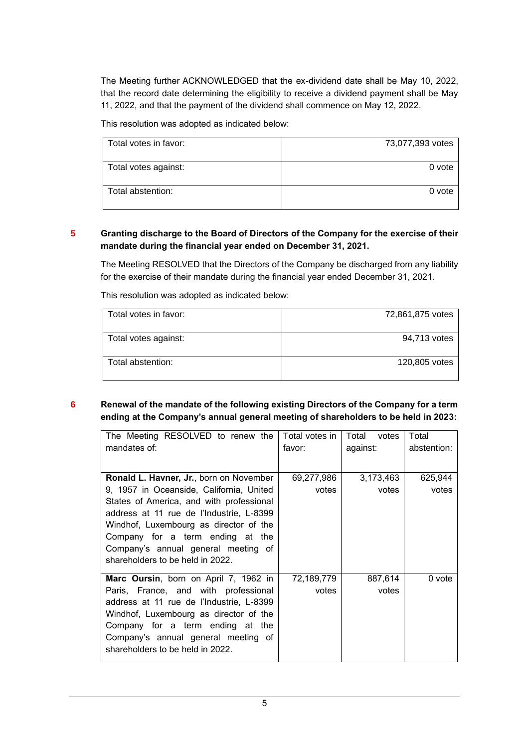The Meeting further ACKNOWLEDGED that the ex-dividend date shall be May 10, 2022, that the record date determining the eligibility to receive a dividend payment shall be May 11, 2022, and that the payment of the dividend shall commence on May 12, 2022.

This resolution was adopted as indicated below:

| | |
|---|---|
| Total votes in favor: | 73,077,393 votes |
| Total votes against: | 0 vote |
| Total abstention: | 0 vote |

**5 Granting discharge to the Board of Directors of the Company for the exercise of their mandate during the financial year ended on December 31, 2021.**

The Meeting RESOLVED that the Directors of the Company be discharged from any liability for the exercise of their mandate during the financial year ended December 31, 2021.

This resolution was adopted as indicated below:

| | |
|---|---|
| Total votes in favor: | 72,861,875 votes |
| Total votes against: | 94,713 votes |
| Total abstention: | 120,805 votes |

**6 Renewal of the mandate of the following existing Directors of the Company for a term ending at the Company's annual general meeting of shareholders to be held in 2023:**

| The Meeting RESOLVED to renew the mandates of: | Total votes in favor: | Total votes against: | Total abstention: |
|---|---|---|---|
| **Ronald L. Havner, Jr.**, born on November 9, 1957 in Oceanside, California, United States of America, and with professional address at 11 rue de l'Industrie, L-8399 Windhof, Luxembourg as director of the Company for a term ending at the Company's annual general meeting of shareholders to be held in 2022. | 69,277,986 votes | 3,173,463 votes | 625,944 votes |
| **Marc Oursin**, born on April 7, 1962 in Paris, France, and with professional address at 11 rue de l'Industrie, L-8399 Windhof, Luxembourg as director of the Company for a term ending at the Company's annual general meeting of shareholders to be held in 2022. | 72,189,779 votes | 887,614 votes | 0 vote |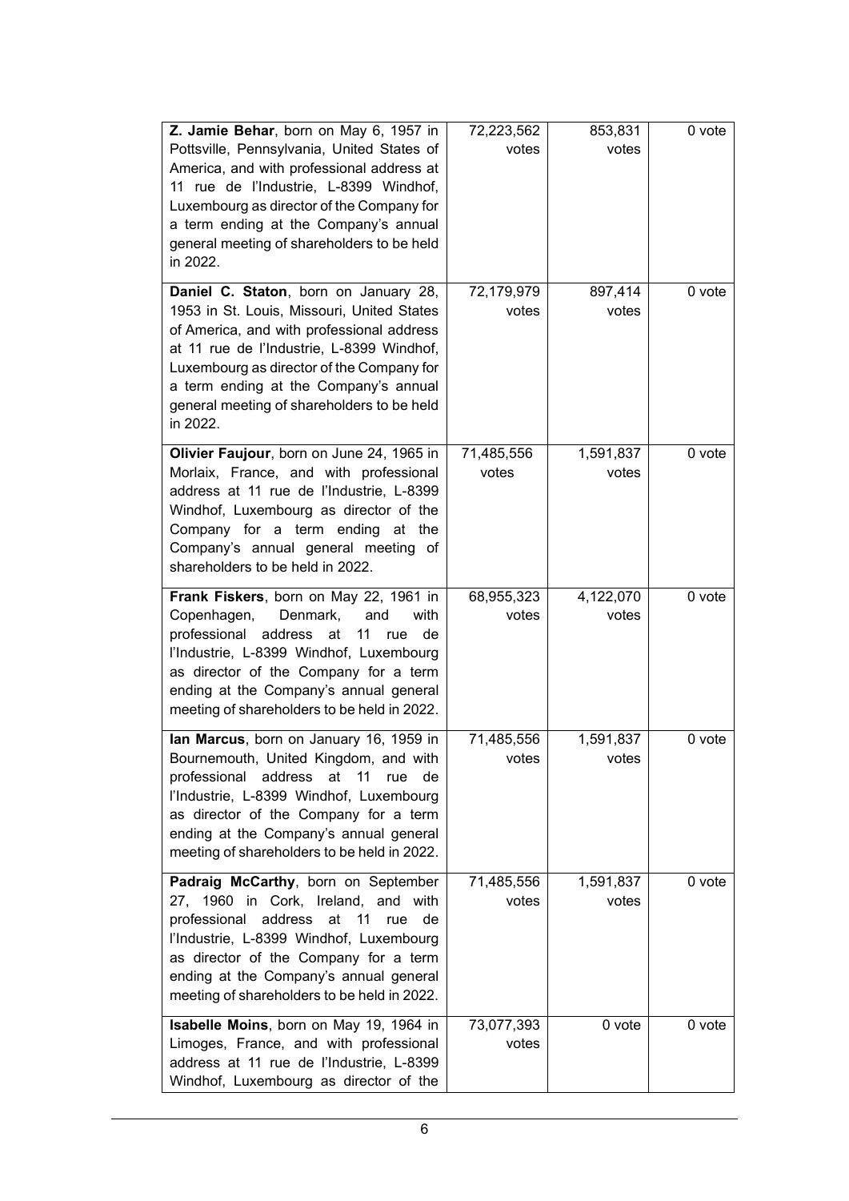| | | | |
|---|---|---|---|
| **Z. Jamie Behar**, born on May 6, 1957 in Pottsville, Pennsylvania, United States of America, and with professional address at 11 rue de l'Industrie, L-8399 Windhof, Luxembourg as director of the Company for a term ending at the Company's annual general meeting of shareholders to be held in 2022. | 72,223,562 votes | 853,831 votes | 0 vote |
| **Daniel C. Staton**, born on January 28, 1953 in St. Louis, Missouri, United States of America, and with professional address at 11 rue de l'Industrie, L-8399 Windhof, Luxembourg as director of the Company for a term ending at the Company's annual general meeting of shareholders to be held in 2022. | 72,179,979 votes | 897,414 votes | 0 vote |
| **Olivier Faujour**, born on June 24, 1965 in Morlaix, France, and with professional address at 11 rue de l'Industrie, L-8399 Windhof, Luxembourg as director of the Company for a term ending at the Company's annual general meeting of shareholders to be held in 2022. | 71,485,556 votes | 1,591,837 votes | 0 vote |
| **Frank Fiskers**, born on May 22, 1961 in Copenhagen, Denmark, and with professional address at 11 rue de l'Industrie, L-8399 Windhof, Luxembourg as director of the Company for a term ending at the Company's annual general meeting of shareholders to be held in 2022. | 68,955,323 votes | 4,122,070 votes | 0 vote |
| **Ian Marcus**, born on January 16, 1959 in Bournemouth, United Kingdom, and with professional address at 11 rue de l'Industrie, L-8399 Windhof, Luxembourg as director of the Company for a term ending at the Company's annual general meeting of shareholders to be held in 2022. | 71,485,556 votes | 1,591,837 votes | 0 vote |
| **Padraig McCarthy**, born on September 27, 1960 in Cork, Ireland, and with professional address at 11 rue de l'Industrie, L-8399 Windhof, Luxembourg as director of the Company for a term ending at the Company's annual general meeting of shareholders to be held in 2022. | 71,485,556 votes | 1,591,837 votes | 0 vote |
| **Isabelle Moins**, born on May 19, 1964 in Limoges, France, and with professional address at 11 rue de l'Industrie, L-8399 Windhof, Luxembourg as director of the | 73,077,393 votes | 0 vote | 0 vote |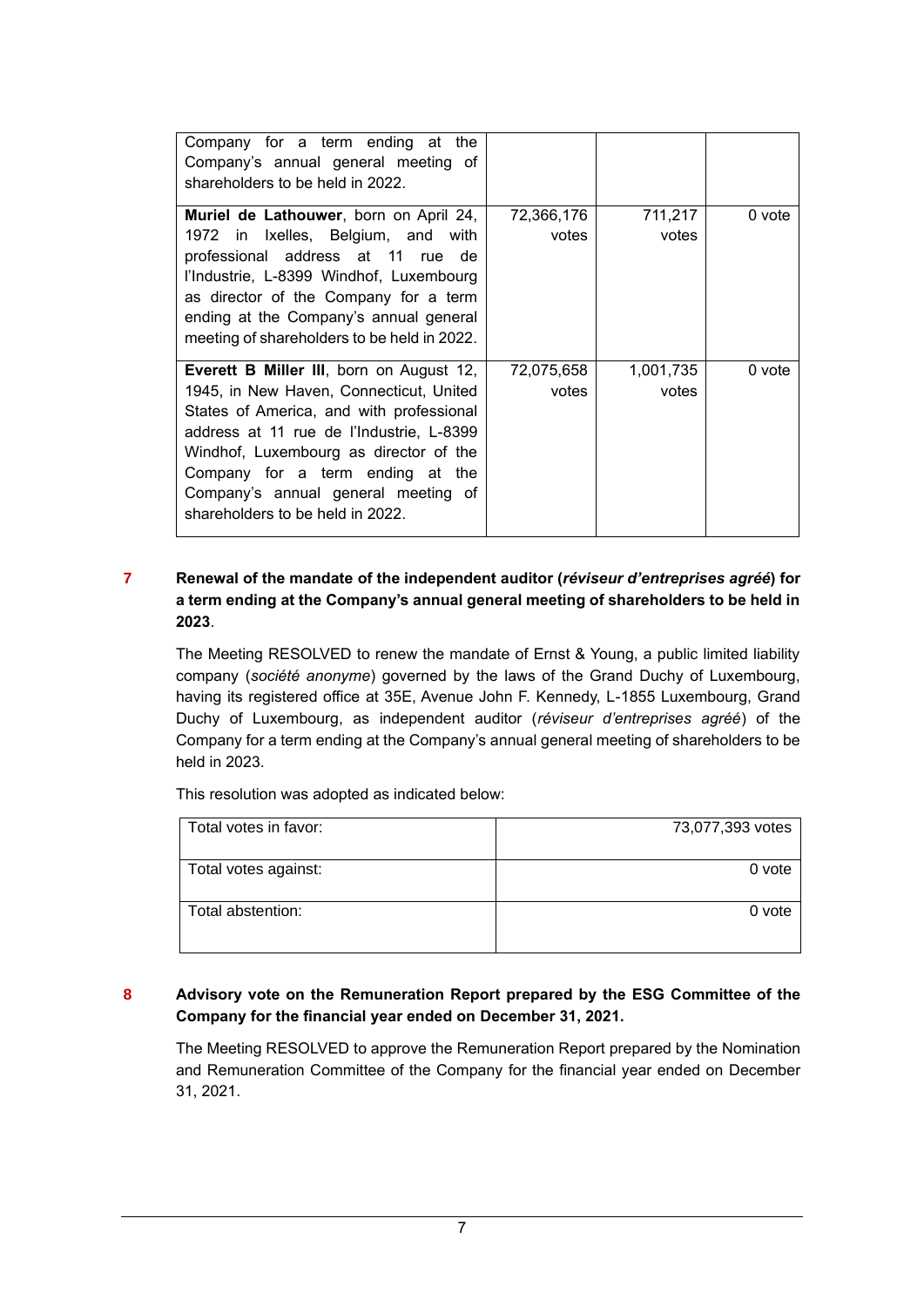| | | | |
|---|---|---|---|
| Company for a term ending at the Company's annual general meeting of shareholders to be held in 2022. | | | |
| **Muriel de Lathouwer**, born on April 24, 1972 in Ixelles, Belgium, and with professional address at 11 rue de l'Industrie, L-8399 Windhof, Luxembourg as director of the Company for a term ending at the Company's annual general meeting of shareholders to be held in 2022. | 72,366,176 votes | 711,217 votes | 0 vote |
| **Everett B Miller III**, born on August 12, 1945, in New Haven, Connecticut, United States of America, and with professional address at 11 rue de l'Industrie, L-8399 Windhof, Luxembourg as director of the Company for a term ending at the Company's annual general meeting of shareholders to be held in 2022. | 72,075,658 votes | 1,001,735 votes | 0 vote |

**7 Renewal of the mandate of the independent auditor (*réviseur d'entreprises agréé*) for a term ending at the Company's annual general meeting of shareholders to be held in 2023**.

The Meeting RESOLVED to renew the mandate of Ernst & Young, a public limited liability company (*société anonyme*) governed by the laws of the Grand Duchy of Luxembourg, having its registered office at 35E, Avenue John F. Kennedy, L-1855 Luxembourg, Grand Duchy of Luxembourg, as independent auditor (*réviseur d'entreprises agréé*) of the Company for a term ending at the Company's annual general meeting of shareholders to be held in 2023.

This resolution was adopted as indicated below:

| | |
|---|---|
| Total votes in favor: | 73,077,393 votes |
| Total votes against: | 0 vote |
| Total abstention: | 0 vote |

**8 Advisory vote on the Remuneration Report prepared by the ESG Committee of the Company for the financial year ended on December 31, 2021.**

The Meeting RESOLVED to approve the Remuneration Report prepared by the Nomination and Remuneration Committee of the Company for the financial year ended on December 31, 2021.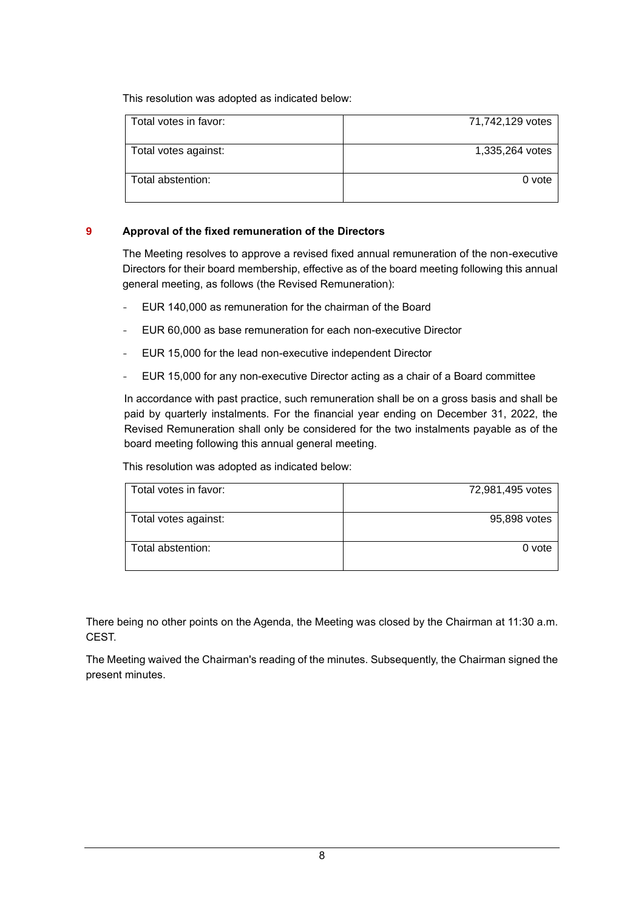This resolution was adopted as indicated below:

| Total votes in favor: | 71,742,129 votes |
|---|---|
| Total votes against: | 1,335,264 votes |
| Total abstention: | 0 vote |

## 9 Approval of the fixed remuneration of the Directors

The Meeting resolves to approve a revised fixed annual remuneration of the non-executive Directors for their board membership, effective as of the board meeting following this annual general meeting, as follows (the Revised Remuneration):

- EUR 140,000 as remuneration for the chairman of the Board
- EUR 60,000 as base remuneration for each non-executive Director
- EUR 15,000 for the lead non-executive independent Director
- EUR 15,000 for any non-executive Director acting as a chair of a Board committee

In accordance with past practice, such remuneration shall be on a gross basis and shall be paid by quarterly instalments. For the financial year ending on December 31, 2022, the Revised Remuneration shall only be considered for the two instalments payable as of the board meeting following this annual general meeting.

This resolution was adopted as indicated below:

| Total votes in favor: | 72,981,495 votes |
|---|---|
| Total votes against: | 95,898 votes |
| Total abstention: | 0 vote |

There being no other points on the Agenda, the Meeting was closed by the Chairman at 11:30 a.m. CEST.

The Meeting waived the Chairman's reading of the minutes. Subsequently, the Chairman signed the present minutes.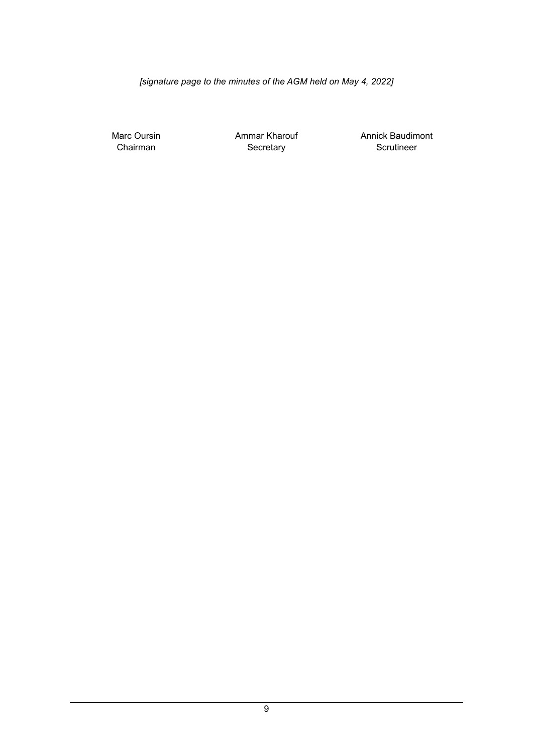*[signature page to the minutes of the AGM held on May 4, 2022]*

| | | |
|---|---|---|
| Marc Oursin<br>Chairman | Ammar Kharouf<br>Secretary | Annick Baudimont<br>Scrutineer |